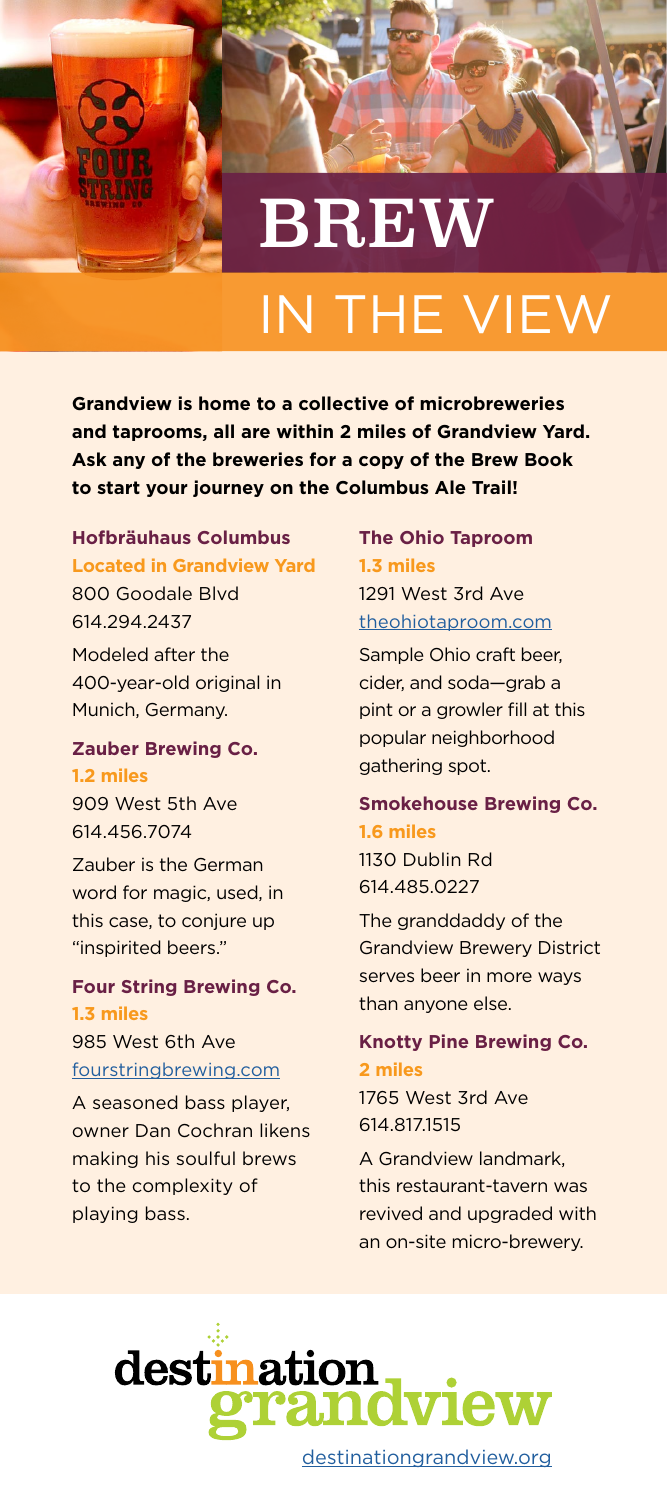# BREW

# IN THE VIEW

**Grandview is home to a collective of microbreweries and taprooms, all are within 2 miles of Grandview Yard. Ask any of the breweries for a copy of the Brew Book to start your journey on the Columbus Ale Trail!**

**Hofbräuhaus Columbus**
**Located in Grandview Yard**
800 Goodale Blvd
614.294.2437

Modeled after the 400-year-old original in Munich, Germany.

**Zauber Brewing Co.**
**1.2 miles**
909 West 5th Ave
614.456.7074

Zauber is the German word for magic, used, in this case, to conjure up "inspirited beers."

**Four String Brewing Co.**
**1.3 miles**
985 West 6th Ave
fourstringbrewing.com

A seasoned bass player, owner Dan Cochran likens making his soulful brews to the complexity of playing bass.

**The Ohio Taproom**
**1.3 miles**
1291 West 3rd Ave
theohiotaproom.com

Sample Ohio craft beer, cider, and soda—grab a pint or a growler fill at this popular neighborhood gathering spot.

**Smokehouse Brewing Co.**
**1.6 miles**
1130 Dublin Rd
614.485.0227

The granddaddy of the Grandview Brewery District serves beer in more ways than anyone else.

**Knotty Pine Brewing Co.**
**2 miles**
1765 West 3rd Ave
614.817.1515

A Grandview landmark, this restaurant-tavern was revived and upgraded with an on-site micro-brewery.

destination grandview

destinationgrandview.org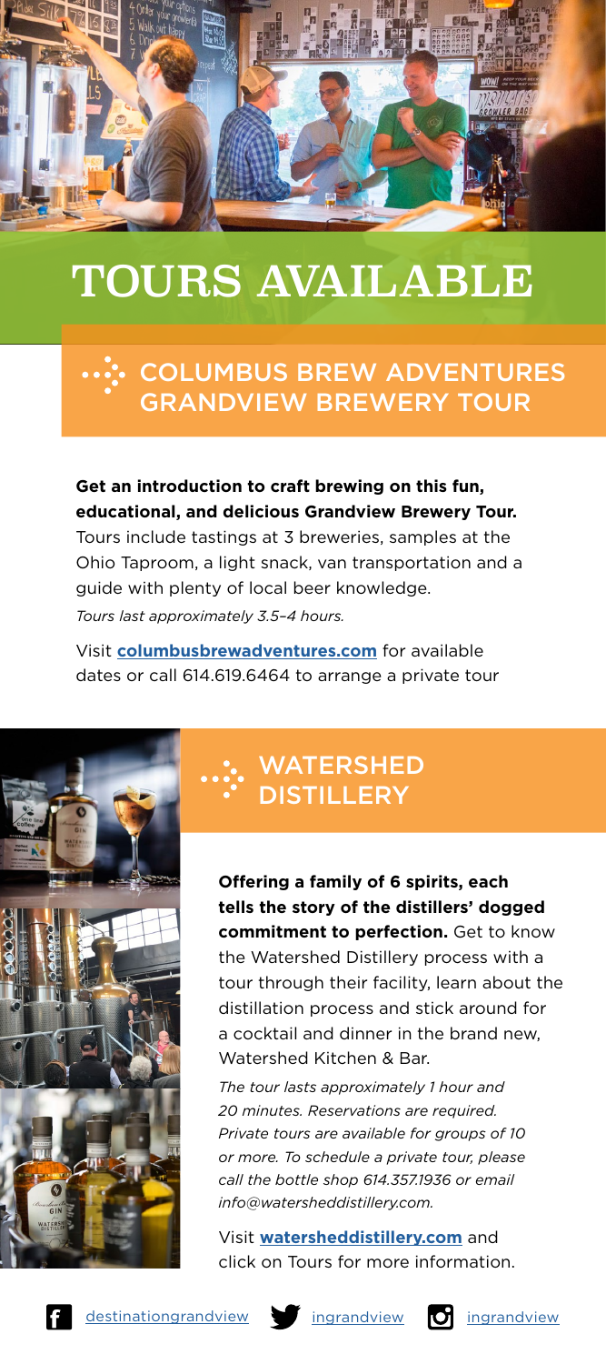# TOURS AVAILABLE

## COLUMBUS BREW ADVENTURES GRANDVIEW BREWERY TOUR

**Get an introduction to craft brewing on this fun, educational, and delicious Grandview Brewery Tour.** Tours include tastings at 3 breweries, samples at the Ohio Taproom, a light snack, van transportation and a guide with plenty of local beer knowledge.

*Tours last approximately 3.5–4 hours.*

Visit **columbusbrewadventures.com** for available dates or call 614.619.6464 to arrange a private tour

## WATERSHED DISTILLERY

**Offering a family of 6 spirits, each tells the story of the distillers' dogged commitment to perfection.** Get to know the Watershed Distillery process with a tour through their facility, learn about the distillation process and stick around for a cocktail and dinner in the brand new, Watershed Kitchen & Bar.

*The tour lasts approximately 1 hour and 20 minutes. Reservations are required. Private tours are available for groups of 10 or more. To schedule a private tour, please call the bottle shop 614.357.1936 or email info@watersheddistillery.com.*

Visit **watersheddistillery.com** and click on Tours for more information.

destinationgrandview ingrandview ingrandview